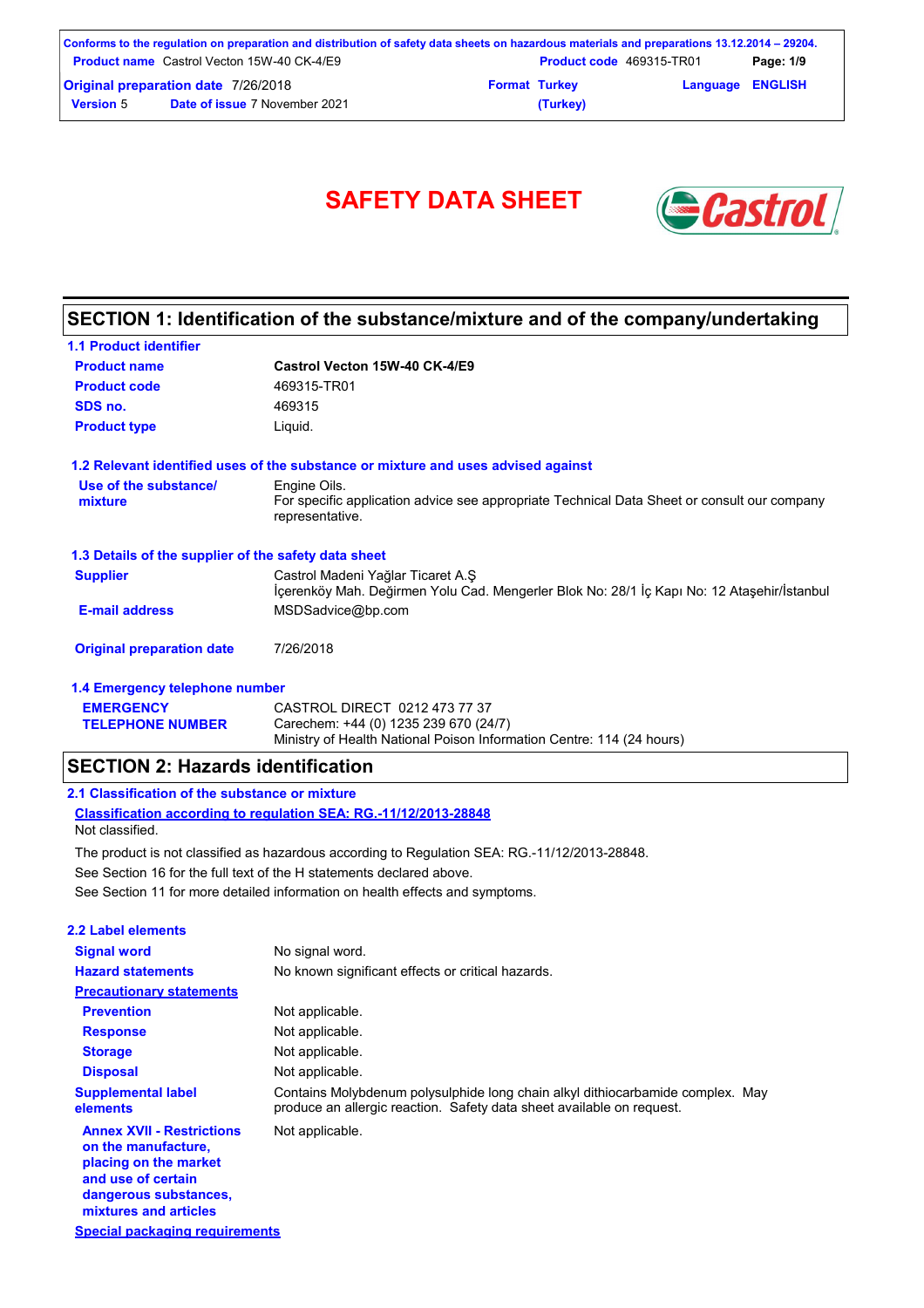# SAFETY DATA SHEET

## SECTION 1: Identification of the substance/mixture and of the company/undertaking

### 1.1 Product identifier

| | |
|---|---|
| **Product name** | **Castrol Vecton 15W-40 CK-4/E9** |
| **Product code** | 469315-TR01 |
| **SDS no.** | 469315 |
| **Product type** | Liquid. |

### 1.2 Relevant identified uses of the substance or mixture and uses advised against

| | |
|---|---|
| **Use of the substance/ mixture** | Engine Oils. For specific application advice see appropriate Technical Data Sheet or consult our company representative. |

### 1.3 Details of the supplier of the safety data sheet

| | |
|---|---|
| **Supplier** | Castrol Madeni Yağlar Ticaret A.Ş İçerenköy Mah. Değirmen Yolu Cad. Mengerler Blok No: 28/1 İç Kapı No: 12 Ataşehir/İstanbul |
| **E-mail address** | MSDSadvice@bp.com |
| **Original preparation date** | 7/26/2018 |

### 1.4 Emergency telephone number

| | |
|---|---|
| **EMERGENCY TELEPHONE NUMBER** | CASTROL DIRECT 0212 473 77 37<br>Carechem: +44 (0) 1235 239 670 (24/7)<br>Ministry of Health National Poison Information Centre: 114 (24 hours) |

## SECTION 2: Hazards identification

### 2.1 Classification of the substance or mixture

**Classification according to regulation SEA: RG.-11/12/2013-28848**

Not classified.

The product is not classified as hazardous according to Regulation SEA: RG.-11/12/2013-28848.

See Section 16 for the full text of the H statements declared above.

See Section 11 for more detailed information on health effects and symptoms.

### 2.2 Label elements

| | |
|---|---|
| **Signal word** | No signal word. |
| **Hazard statements** | No known significant effects or critical hazards. |
| **Precautionary statements** | |
| **Prevention** | Not applicable. |
| **Response** | Not applicable. |
| **Storage** | Not applicable. |
| **Disposal** | Not applicable. |
| **Supplemental label elements** | Contains Molybdenum polysulphide long chain alkyl dithiocarbamide complex. May produce an allergic reaction. Safety data sheet available on request. |
| **Annex XVII - Restrictions on the manufacture, placing on the market and use of certain dangerous substances, mixtures and articles** | Not applicable. |

**Special packaging requirements**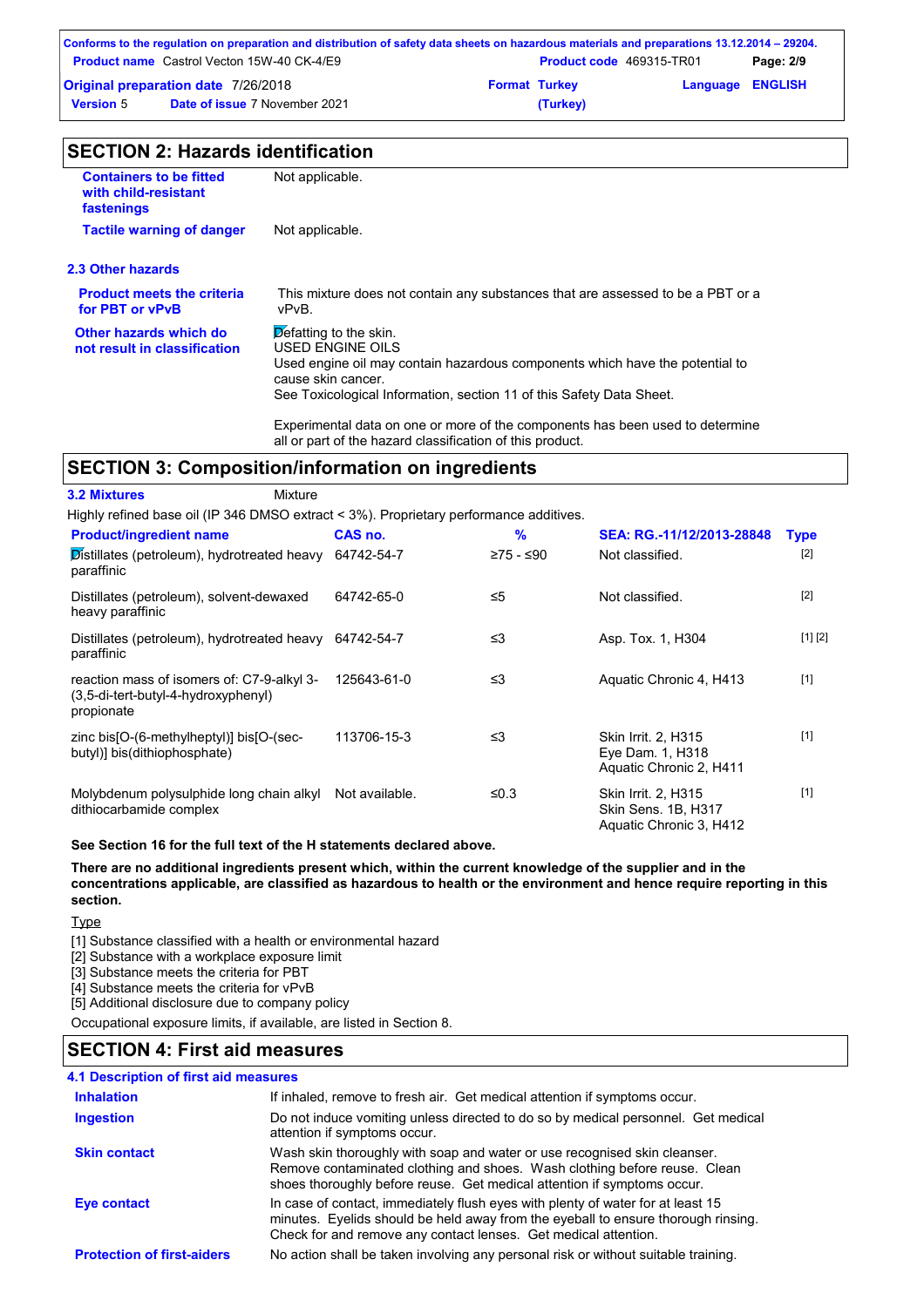## SECTION 2: Hazards identification

| | |
|---|---|
| **Containers to be fitted with child-resistant fastenings** | Not applicable. |
| **Tactile warning of danger** | Not applicable. |

### 2.3 Other hazards

| | |
|---|---|
| **Product meets the criteria for PBT or vPvB** | This mixture does not contain any substances that are assessed to be a PBT or a vPvB. |
| **Other hazards which do not result in classification** | Defatting to the skin.<br>USED ENGINE OILS<br>Used engine oil may contain hazardous components which have the potential to cause skin cancer.<br>See Toxicological Information, section 11 of this Safety Data Sheet.<br><br>Experimental data on one or more of the components has been used to determine all or part of the hazard classification of this product. |

## SECTION 3: Composition/information on ingredients

**3.2 Mixtures** Mixture

Highly refined base oil (IP 346 DMSO extract < 3%). Proprietary performance additives.

| Product/ingredient name | CAS no. | % | SEA: RG.-11/12/2013-28848 | Type |
|---|---|---|---|---|
| Distillates (petroleum), hydrotreated heavy paraffinic | 64742-54-7 | ≥75 - ≤90 | Not classified. | [2] |
| Distillates (petroleum), solvent-dewaxed heavy paraffinic | 64742-65-0 | ≤5 | Not classified. | [2] |
| Distillates (petroleum), hydrotreated heavy paraffinic | 64742-54-7 | ≤3 | Asp. Tox. 1, H304 | [1] [2] |
| reaction mass of isomers of: C7-9-alkyl 3-(3,5-di-tert-butyl-4-hydroxyphenyl) propionate | 125643-61-0 | ≤3 | Aquatic Chronic 4, H413 | [1] |
| zinc bis[O-(6-methylheptyl)] bis[O-(sec-butyl)] bis(dithiophosphate) | 113706-15-3 | ≤3 | Skin Irrit. 2, H315<br>Eye Dam. 1, H318<br>Aquatic Chronic 2, H411 | [1] |
| Molybdenum polysulphide long chain alkyl dithiocarbamide complex | Not available. | ≤0.3 | Skin Irrit. 2, H315<br>Skin Sens. 1B, H317<br>Aquatic Chronic 3, H412 | [1] |

**See Section 16 for the full text of the H statements declared above.**

**There are no additional ingredients present which, within the current knowledge of the supplier and in the concentrations applicable, are classified as hazardous to health or the environment and hence require reporting in this section.**

Type

[1] Substance classified with a health or environmental hazard
[2] Substance with a workplace exposure limit
[3] Substance meets the criteria for PBT
[4] Substance meets the criteria for vPvB
[5] Additional disclosure due to company policy

Occupational exposure limits, if available, are listed in Section 8.

## SECTION 4: First aid measures

### 4.1 Description of first aid measures

| | |
|---|---|
| **Inhalation** | If inhaled, remove to fresh air. Get medical attention if symptoms occur. |
| **Ingestion** | Do not induce vomiting unless directed to do so by medical personnel. Get medical attention if symptoms occur. |
| **Skin contact** | Wash skin thoroughly with soap and water or use recognised skin cleanser. Remove contaminated clothing and shoes. Wash clothing before reuse. Clean shoes thoroughly before reuse. Get medical attention if symptoms occur. |
| **Eye contact** | In case of contact, immediately flush eyes with plenty of water for at least 15 minutes. Eyelids should be held away from the eyeball to ensure thorough rinsing. Check for and remove any contact lenses. Get medical attention. |
| **Protection of first-aiders** | No action shall be taken involving any personal risk or without suitable training. |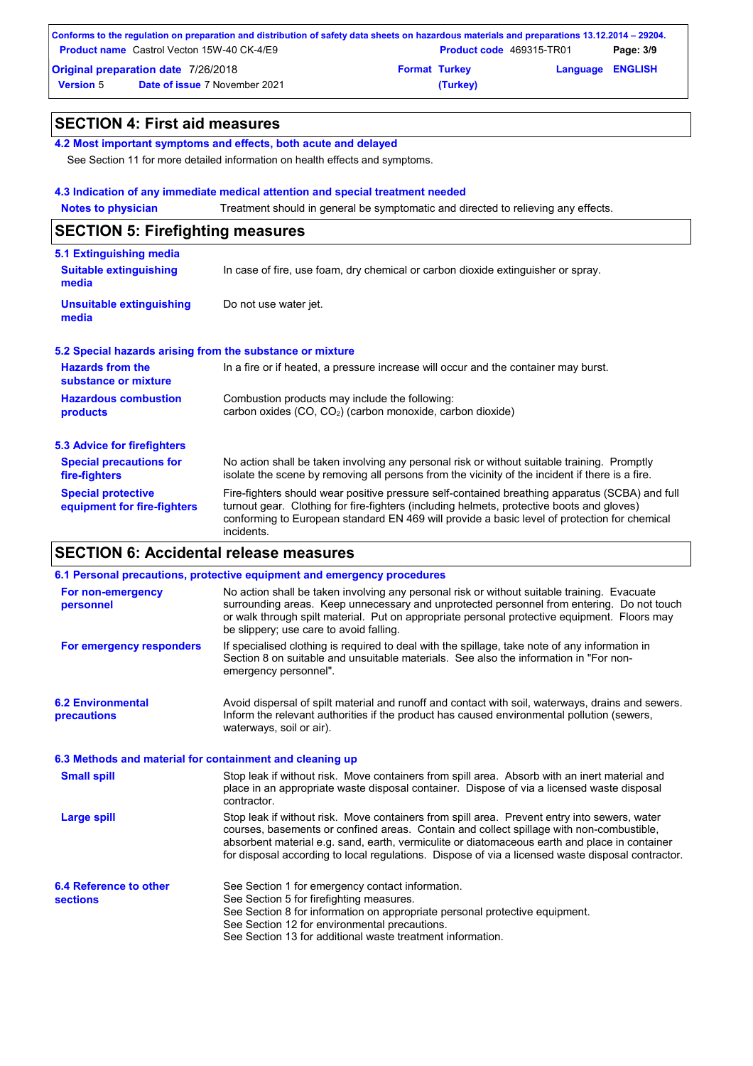## SECTION 4: First aid measures

### 4.2 Most important symptoms and effects, both acute and delayed

See Section 11 for more detailed information on health effects and symptoms.

### 4.3 Indication of any immediate medical attention and special treatment needed

**Notes to physician** Treatment should in general be symptomatic and directed to relieving any effects.

## SECTION 5: Firefighting measures

### 5.1 Extinguishing media

**Suitable extinguishing media** In case of fire, use foam, dry chemical or carbon dioxide extinguisher or spray.

**Unsuitable extinguishing media** Do not use water jet.

### 5.2 Special hazards arising from the substance or mixture

**Hazards from the substance or mixture** In a fire or if heated, a pressure increase will occur and the container may burst.

**Hazardous combustion products** Combustion products may include the following:
carbon oxides (CO, $CO_2$) (carbon monoxide, carbon dioxide)

### 5.3 Advice for firefighters

**Special precautions for fire-fighters** No action shall be taken involving any personal risk or without suitable training. Promptly isolate the scene by removing all persons from the vicinity of the incident if there is a fire.

**Special protective equipment for fire-fighters** Fire-fighters should wear positive pressure self-contained breathing apparatus (SCBA) and full turnout gear. Clothing for fire-fighters (including helmets, protective boots and gloves) conforming to European standard EN 469 will provide a basic level of protection for chemical incidents.

## SECTION 6: Accidental release measures

### 6.1 Personal precautions, protective equipment and emergency procedures

**For non-emergency personnel** No action shall be taken involving any personal risk or without suitable training. Evacuate surrounding areas. Keep unnecessary and unprotected personnel from entering. Do not touch or walk through spilt material. Put on appropriate personal protective equipment. Floors may be slippery; use care to avoid falling.

**For emergency responders** If specialised clothing is required to deal with the spillage, take note of any information in Section 8 on suitable and unsuitable materials. See also the information in "For non-emergency personnel".

### 6.2 Environmental precautions

Avoid dispersal of spilt material and runoff and contact with soil, waterways, drains and sewers. Inform the relevant authorities if the product has caused environmental pollution (sewers, waterways, soil or air).

### 6.3 Methods and material for containment and cleaning up

**Small spill** Stop leak if without risk. Move containers from spill area. Absorb with an inert material and place in an appropriate waste disposal container. Dispose of via a licensed waste disposal contractor.

**Large spill** Stop leak if without risk. Move containers from spill area. Prevent entry into sewers, water courses, basements or confined areas. Contain and collect spillage with non-combustible, absorbent material e.g. sand, earth, vermiculite or diatomaceous earth and place in container for disposal according to local regulations. Dispose of via a licensed waste disposal contractor.

### 6.4 Reference to other sections

See Section 1 for emergency contact information.
See Section 5 for firefighting measures.
See Section 8 for information on appropriate personal protective equipment.
See Section 12 for environmental precautions.
See Section 13 for additional waste treatment information.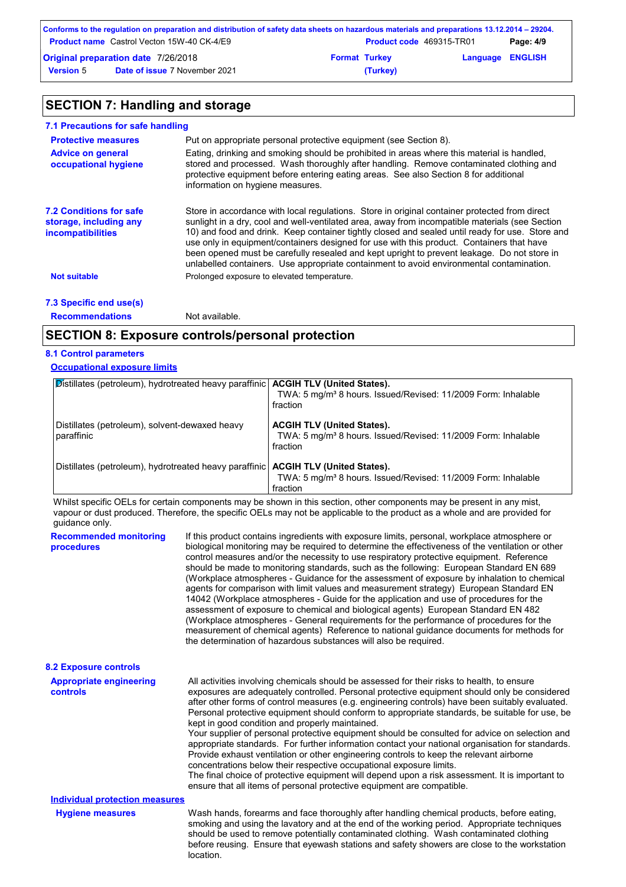## SECTION 7: Handling and storage

### 7.1 Precautions for safe handling

**Protective measures** Put on appropriate personal protective equipment (see Section 8).

**Advice on general occupational hygiene** Eating, drinking and smoking should be prohibited in areas where this material is handled, stored and processed. Wash thoroughly after handling. Remove contaminated clothing and protective equipment before entering eating areas. See also Section 8 for additional information on hygiene measures.

### 7.2 Conditions for safe storage, including any incompatibilities

Store in accordance with local regulations. Store in original container protected from direct sunlight in a dry, cool and well-ventilated area, away from incompatible materials (see Section 10) and food and drink. Keep container tightly closed and sealed until ready for use. Store and use only in equipment/containers designed for use with this product. Containers that have been opened must be carefully resealed and kept upright to prevent leakage. Do not store in unlabelled containers. Use appropriate containment to avoid environmental contamination.

**Not suitable** Prolonged exposure to elevated temperature.

### 7.3 Specific end use(s)

**Recommendations** Not available.

## SECTION 8: Exposure controls/personal protection

### 8.1 Control parameters

**Occupational exposure limits**

| | |
|---|---|
| Distillates (petroleum), hydrotreated heavy paraffinic | **ACGIH TLV (United States).** TWA: 5 mg/m³ 8 hours. Issued/Revised: 11/2009 Form: Inhalable fraction |
| Distillates (petroleum), solvent-dewaxed heavy paraffinic | **ACGIH TLV (United States).** TWA: 5 mg/m³ 8 hours. Issued/Revised: 11/2009 Form: Inhalable fraction |
| Distillates (petroleum), hydrotreated heavy paraffinic | **ACGIH TLV (United States).** TWA: 5 mg/m³ 8 hours. Issued/Revised: 11/2009 Form: Inhalable fraction |

Whilst specific OELs for certain components may be shown in this section, other components may be present in any mist, vapour or dust produced. Therefore, the specific OELs may not be applicable to the product as a whole and are provided for guidance only.

**Recommended monitoring procedures** If this product contains ingredients with exposure limits, personal, workplace atmosphere or biological monitoring may be required to determine the effectiveness of the ventilation or other control measures and/or the necessity to use respiratory protective equipment. Reference should be made to monitoring standards, such as the following: European Standard EN 689 (Workplace atmospheres - Guidance for the assessment of exposure by inhalation to chemical agents for comparison with limit values and measurement strategy) European Standard EN 14042 (Workplace atmospheres - Guide for the application and use of procedures for the assessment of exposure to chemical and biological agents) European Standard EN 482 (Workplace atmospheres - General requirements for the performance of procedures for the measurement of chemical agents) Reference to national guidance documents for methods for the determination of hazardous substances will also be required.

### 8.2 Exposure controls

**Appropriate engineering controls** All activities involving chemicals should be assessed for their risks to health, to ensure exposures are adequately controlled. Personal protective equipment should only be considered after other forms of control measures (e.g. engineering controls) have been suitably evaluated. Personal protective equipment should conform to appropriate standards, be suitable for use, be kept in good condition and properly maintained.
Your supplier of personal protective equipment should be consulted for advice on selection and appropriate standards. For further information contact your national organisation for standards.
Provide exhaust ventilation or other engineering controls to keep the relevant airborne concentrations below their respective occupational exposure limits.
The final choice of protective equipment will depend upon a risk assessment. It is important to ensure that all items of personal protective equipment are compatible.

**Individual protection measures**

**Hygiene measures** Wash hands, forearms and face thoroughly after handling chemical products, before eating, smoking and using the lavatory and at the end of the working period. Appropriate techniques should be used to remove potentially contaminated clothing. Wash contaminated clothing before reusing. Ensure that eyewash stations and safety showers are close to the workstation location.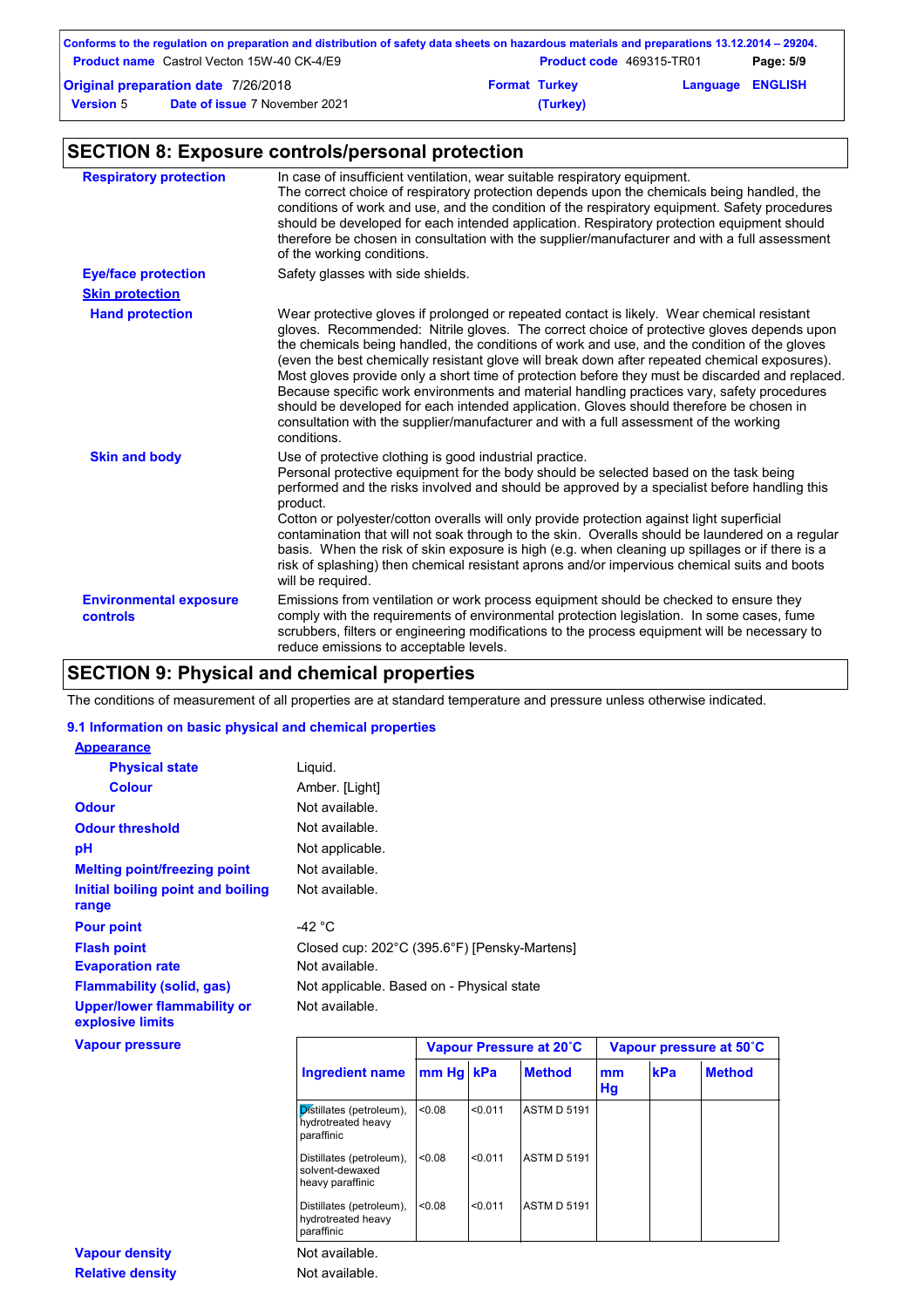## SECTION 8: Exposure controls/personal protection

| | |
|---|---|
| **Respiratory protection** | In case of insufficient ventilation, wear suitable respiratory equipment. The correct choice of respiratory protection depends upon the chemicals being handled, the conditions of work and use, and the condition of the respiratory equipment. Safety procedures should be developed for each intended application. Respiratory protection equipment should therefore be chosen in consultation with the supplier/manufacturer and with a full assessment of the working conditions. |
| **Eye/face protection** | Safety glasses with side shields. |
| **Skin protection** | |
| **Hand protection** | Wear protective gloves if prolonged or repeated contact is likely. Wear chemical resistant gloves. Recommended: Nitrile gloves. The correct choice of protective gloves depends upon the chemicals being handled, the conditions of work and use, and the condition of the gloves (even the best chemically resistant glove will break down after repeated chemical exposures). Most gloves provide only a short time of protection before they must be discarded and replaced. Because specific work environments and material handling practices vary, safety procedures should be developed for each intended application. Gloves should therefore be chosen in consultation with the supplier/manufacturer and with a full assessment of the working conditions. |
| **Skin and body** | Use of protective clothing is good industrial practice. Personal protective equipment for the body should be selected based on the task being performed and the risks involved and should be approved by a specialist before handling this product. Cotton or polyester/cotton overalls will only provide protection against light superficial contamination that will not soak through to the skin. Overalls should be laundered on a regular basis. When the risk of skin exposure is high (e.g. when cleaning up spillages or if there is a risk of splashing) then chemical resistant aprons and/or impervious chemical suits and boots will be required. |
| **Environmental exposure controls** | Emissions from ventilation or work process equipment should be checked to ensure they comply with the requirements of environmental protection legislation. In some cases, fume scrubbers, filters or engineering modifications to the process equipment will be necessary to reduce emissions to acceptable levels. |

## SECTION 9: Physical and chemical properties

The conditions of measurement of all properties are at standard temperature and pressure unless otherwise indicated.

### 9.1 Information on basic physical and chemical properties

| | |
|---|---|
| **Appearance** | |
| **Physical state** | Liquid. |
| **Colour** | Amber. [Light] |
| **Odour** | Not available. |
| **Odour threshold** | Not available. |
| **pH** | Not applicable. |
| **Melting point/freezing point** | Not available. |
| **Initial boiling point and boiling range** | Not available. |
| **Pour point** | -42 °C |
| **Flash point** | Closed cup: 202°C (395.6°F) [Pensky-Martens] |
| **Evaporation rate** | Not available. |
| **Flammability (solid, gas)** | Not applicable. Based on - Physical state |
| **Upper/lower flammability or explosive limits** | Not available. |

**Vapour pressure**

| Ingredient name | Vapour Pressure at 20˚C | | | Vapour pressure at 50˚C | | |
|---|---|---|---|---|---|---|
| | mm Hg | kPa | Method | mm Hg | kPa | Method |
| Distillates (petroleum), hydrotreated heavy paraffinic | <0.08 | <0.011 | ASTM D 5191 | | | |
| Distillates (petroleum), solvent-dewaxed heavy paraffinic | <0.08 | <0.011 | ASTM D 5191 | | | |
| Distillates (petroleum), hydrotreated heavy paraffinic | <0.08 | <0.011 | ASTM D 5191 | | | |

| | |
|---|---|
| **Vapour density** | Not available. |
| **Relative density** | Not available. |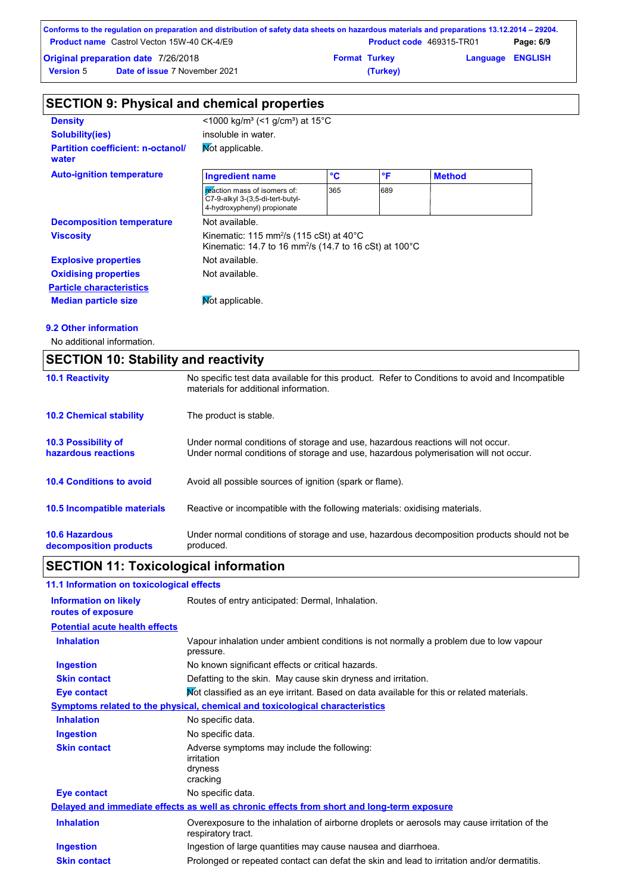## SECTION 9: Physical and chemical properties

| | |
|---|---|
| **Density** | <1000 kg/m³ (<1 g/cm³) at 15°C |
| **Solubility(ies)** | insoluble in water. |
| **Partition coefficient: n-octanol/ water** | Not applicable. |

**Auto-ignition temperature**

| Ingredient name | °C | °F | Method |
|---|---|---|---|
| reaction mass of isomers of: C7-9-alkyl 3-(3,5-di-tert-butyl-4-hydroxyphenyl) propionate | 365 | 689 | |

| | |
|---|---|
| **Decomposition temperature** | Not available. |
| **Viscosity** | Kinematic: 115 mm²/s (115 cSt) at 40°C<br>Kinematic: 14.7 to 16 mm²/s (14.7 to 16 cSt) at 100°C |
| **Explosive properties** | Not available. |
| **Oxidising properties** | Not available. |

**Particle characteristics**

| | |
|---|---|
| **Median particle size** | Not applicable. |

### 9.2 Other information

No additional information.

## SECTION 10: Stability and reactivity

| | |
|---|---|
| **10.1 Reactivity** | No specific test data available for this product. Refer to Conditions to avoid and Incompatible materials for additional information. |
| **10.2 Chemical stability** | The product is stable. |
| **10.3 Possibility of hazardous reactions** | Under normal conditions of storage and use, hazardous reactions will not occur.<br>Under normal conditions of storage and use, hazardous polymerisation will not occur. |
| **10.4 Conditions to avoid** | Avoid all possible sources of ignition (spark or flame). |
| **10.5 Incompatible materials** | Reactive or incompatible with the following materials: oxidising materials. |
| **10.6 Hazardous decomposition products** | Under normal conditions of storage and use, hazardous decomposition products should not be produced. |

## SECTION 11: Toxicological information

### 11.1 Information on toxicological effects

| | |
|---|---|
| **Information on likely routes of exposure** | Routes of entry anticipated: Dermal, Inhalation. |

**Potential acute health effects**

| | |
|---|---|
| **Inhalation** | Vapour inhalation under ambient conditions is not normally a problem due to low vapour pressure. |
| **Ingestion** | No known significant effects or critical hazards. |
| **Skin contact** | Defatting to the skin. May cause skin dryness and irritation. |
| **Eye contact** | Not classified as an eye irritant. Based on data available for this or related materials. |

**Symptoms related to the physical, chemical and toxicological characteristics**

| | |
|---|---|
| **Inhalation** | No specific data. |
| **Ingestion** | No specific data. |
| **Skin contact** | Adverse symptoms may include the following:<br>irritation<br>dryness<br>cracking |
| **Eye contact** | No specific data. |

**Delayed and immediate effects as well as chronic effects from short and long-term exposure**

| | |
|---|---|
| **Inhalation** | Overexposure to the inhalation of airborne droplets or aerosols may cause irritation of the respiratory tract. |
| **Ingestion** | Ingestion of large quantities may cause nausea and diarrhoea. |
| **Skin contact** | Prolonged or repeated contact can defat the skin and lead to irritation and/or dermatitis. |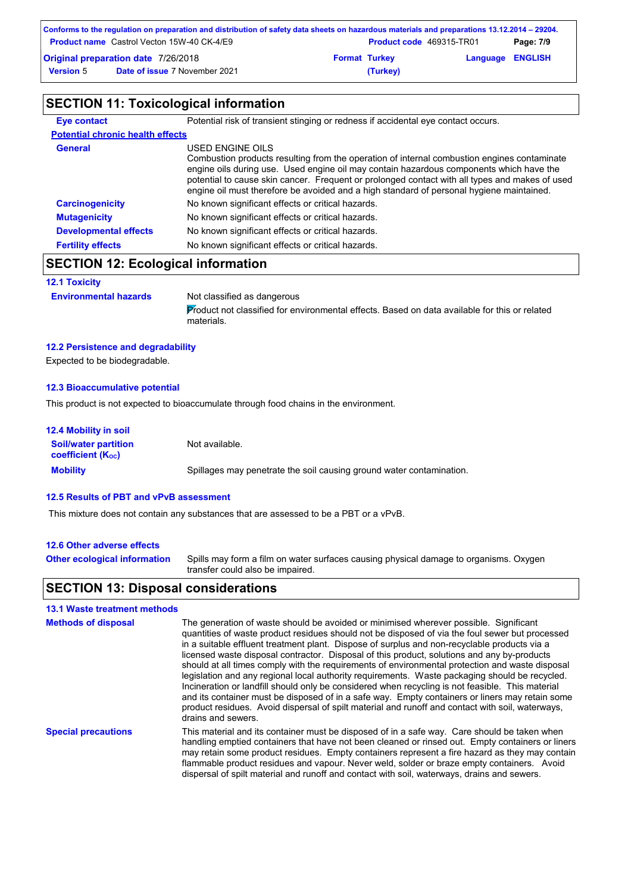## SECTION 11: Toxicological information

| | |
|---|---|
| **Eye contact** | Potential risk of transient stinging or redness if accidental eye contact occurs. |
| **Potential chronic health effects** | |
| **General** | USED ENGINE OILS<br>Combustion products resulting from the operation of internal combustion engines contaminate engine oils during use. Used engine oil may contain hazardous components which have the potential to cause skin cancer. Frequent or prolonged contact with all types and makes of used engine oil must therefore be avoided and a high standard of personal hygiene maintained. |
| **Carcinogenicity** | No known significant effects or critical hazards. |
| **Mutagenicity** | No known significant effects or critical hazards. |
| **Developmental effects** | No known significant effects or critical hazards. |
| **Fertility effects** | No known significant effects or critical hazards. |

## SECTION 12: Ecological information

### 12.1 Toxicity

| | |
|---|---|
| **Environmental hazards** | Not classified as dangerous<br>Product not classified for environmental effects. Based on data available for this or related materials. |

### 12.2 Persistence and degradability

Expected to be biodegradable.

### 12.3 Bioaccumulative potential

This product is not expected to bioaccumulate through food chains in the environment.

### 12.4 Mobility in soil

| | |
|---|---|
| **Soil/water partition coefficient ($K_{OC}$)** | Not available. |
| **Mobility** | Spillages may penetrate the soil causing ground water contamination. |

### 12.5 Results of PBT and vPvB assessment

This mixture does not contain any substances that are assessed to be a PBT or a vPvB.

### 12.6 Other adverse effects

| | |
|---|---|
| **Other ecological information** | Spills may form a film on water surfaces causing physical damage to organisms. Oxygen transfer could also be impaired. |

## SECTION 13: Disposal considerations

### 13.1 Waste treatment methods

| | |
|---|---|
| **Methods of disposal** | The generation of waste should be avoided or minimised wherever possible. Significant quantities of waste product residues should not be disposed of via the foul sewer but processed in a suitable effluent treatment plant. Dispose of surplus and non-recyclable products via a licensed waste disposal contractor. Disposal of this product, solutions and any by-products should at all times comply with the requirements of environmental protection and waste disposal legislation and any regional local authority requirements. Waste packaging should be recycled. Incineration or landfill should only be considered when recycling is not feasible. This material and its container must be disposed of in a safe way. Empty containers or liners may retain some product residues. Avoid dispersal of spilt material and runoff and contact with soil, waterways, drains and sewers. |
| **Special precautions** | This material and its container must be disposed of in a safe way. Care should be taken when handling emptied containers that have not been cleaned or rinsed out. Empty containers or liners may retain some product residues. Empty containers represent a fire hazard as they may contain flammable product residues and vapour. Never weld, solder or braze empty containers. Avoid dispersal of spilt material and runoff and contact with soil, waterways, drains and sewers. |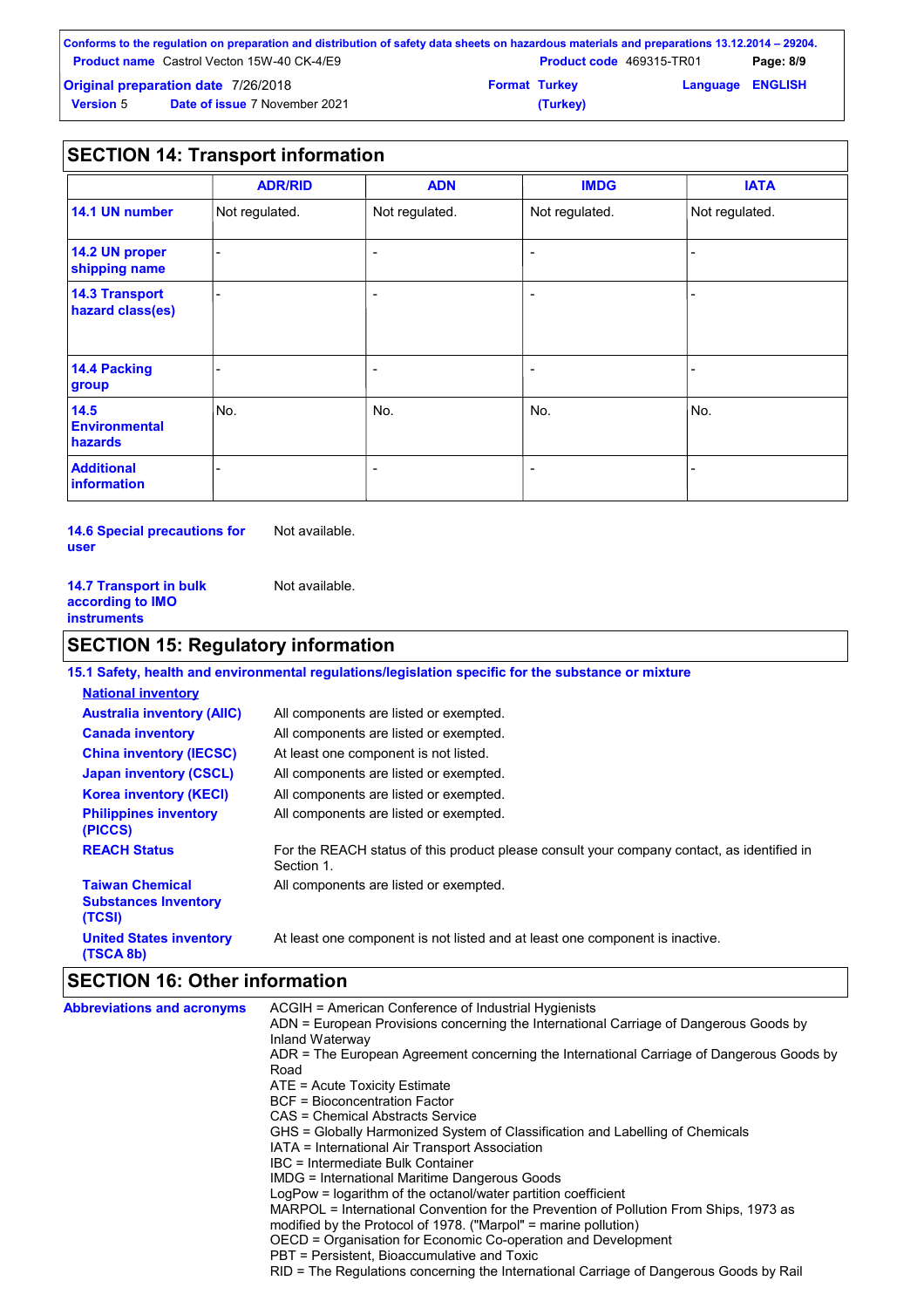## SECTION 14: Transport information

| | ADR/RID | ADN | IMDG | IATA |
|---|---|---|---|---|
| **14.1 UN number** | Not regulated. | Not regulated. | Not regulated. | Not regulated. |
| **14.2 UN proper shipping name** | - | - | - | - |
| **14.3 Transport hazard class(es)** | - | - | - | - |
| **14.4 Packing group** | - | - | - | - |
| **14.5 Environmental hazards** | No. | No. | No. | No. |
| **Additional information** | - | - | - | - |

**14.6 Special precautions for user** Not available.

**14.7 Transport in bulk according to IMO instruments** Not available.

## SECTION 15: Regulatory information

**15.1 Safety, health and environmental regulations/legislation specific for the substance or mixture**

**National inventory**

**Australia inventory (AIIC)** All components are listed or exempted.

**Canada inventory** All components are listed or exempted.

**China inventory (IECSC)** At least one component is not listed.

**Japan inventory (CSCL)** All components are listed or exempted.

**Korea inventory (KECI)** All components are listed or exempted.

**Philippines inventory (PICCS)** All components are listed or exempted.

**REACH Status** For the REACH status of this product please consult your company contact, as identified in Section 1.

**Taiwan Chemical Substances Inventory (TCSI)** All components are listed or exempted.

**United States inventory (TSCA 8b)** At least one component is not listed and at least one component is inactive.

## SECTION 16: Other information

**Abbreviations and acronyms**

ACGIH = American Conference of Industrial Hygienists
ADN = European Provisions concerning the International Carriage of Dangerous Goods by Inland Waterway
ADR = The European Agreement concerning the International Carriage of Dangerous Goods by Road
ATE = Acute Toxicity Estimate
BCF = Bioconcentration Factor
CAS = Chemical Abstracts Service
GHS = Globally Harmonized System of Classification and Labelling of Chemicals
IATA = International Air Transport Association
IBC = Intermediate Bulk Container
IMDG = International Maritime Dangerous Goods
LogPow = logarithm of the octanol/water partition coefficient
MARPOL = International Convention for the Prevention of Pollution From Ships, 1973 as modified by the Protocol of 1978. ("Marpol" = marine pollution)
OECD = Organisation for Economic Co-operation and Development
PBT = Persistent, Bioaccumulative and Toxic
RID = The Regulations concerning the International Carriage of Dangerous Goods by Rail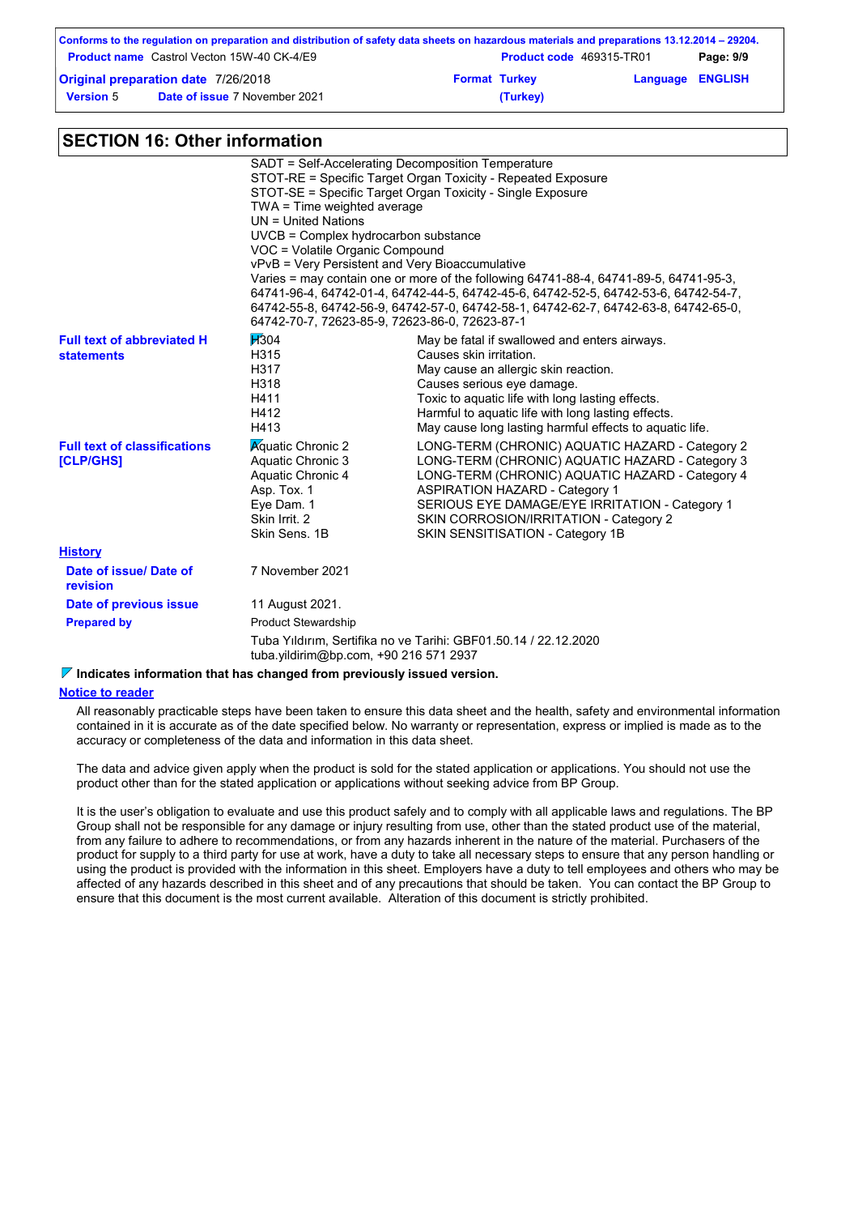## SECTION 16: Other information

SADT = Self-Accelerating Decomposition Temperature
STOT-RE = Specific Target Organ Toxicity - Repeated Exposure
STOT-SE = Specific Target Organ Toxicity - Single Exposure
TWA = Time weighted average
UN = United Nations
UVCB = Complex hydrocarbon substance
VOC = Volatile Organic Compound
vPvB = Very Persistent and Very Bioaccumulative
Varies = may contain one or more of the following 64741-88-4, 64741-89-5, 64741-95-3, 64741-96-4, 64742-01-4, 64742-44-5, 64742-45-6, 64742-52-5, 64742-53-6, 64742-54-7, 64742-55-8, 64742-56-9, 64742-57-0, 64742-58-1, 64742-62-7, 64742-63-8, 64742-65-0, 64742-70-7, 72623-85-9, 72623-86-0, 72623-87-1

**Full text of abbreviated H statements**

| | |
|---|---|
| H304 | May be fatal if swallowed and enters airways. |
| H315 | Causes skin irritation. |
| H317 | May cause an allergic skin reaction. |
| H318 | Causes serious eye damage. |
| H411 | Toxic to aquatic life with long lasting effects. |
| H412 | Harmful to aquatic life with long lasting effects. |
| H413 | May cause long lasting harmful effects to aquatic life. |

**Full text of classifications [CLP/GHS]**

| | |
|---|---|
| Aquatic Chronic 2 | LONG-TERM (CHRONIC) AQUATIC HAZARD - Category 2 |
| Aquatic Chronic 3 | LONG-TERM (CHRONIC) AQUATIC HAZARD - Category 3 |
| Aquatic Chronic 4 | LONG-TERM (CHRONIC) AQUATIC HAZARD - Category 4 |
| Asp. Tox. 1 | ASPIRATION HAZARD - Category 1 |
| Eye Dam. 1 | SERIOUS EYE DAMAGE/EYE IRRITATION - Category 1 |
| Skin Irrit. 2 | SKIN CORROSION/IRRITATION - Category 2 |
| Skin Sens. 1B | SKIN SENSITISATION - Category 1B |

**History**

**Date of issue/ Date of revision:** 7 November 2021

**Date of previous issue:** 11 August 2021.

**Prepared by:** Product Stewardship

Tuba Yıldırım, Sertifika no ve Tarihi: GBF01.50.14 / 22.12.2020
tuba.yildirim@bp.com, +90 216 571 2937

**Indicates information that has changed from previously issued version.**

**Notice to reader**

All reasonably practicable steps have been taken to ensure this data sheet and the health, safety and environmental information contained in it is accurate as of the date specified below. No warranty or representation, express or implied is made as to the accuracy or completeness of the data and information in this data sheet.

The data and advice given apply when the product is sold for the stated application or applications. You should not use the product other than for the stated application or applications without seeking advice from BP Group.

It is the user's obligation to evaluate and use this product safely and to comply with all applicable laws and regulations. The BP Group shall not be responsible for any damage or injury resulting from use, other than the stated product use of the material, from any failure to adhere to recommendations, or from any hazards inherent in the nature of the material. Purchasers of the product for supply to a third party for use at work, have a duty to take all necessary steps to ensure that any person handling or using the product is provided with the information in this sheet. Employers have a duty to tell employees and others who may be affected of any hazards described in this sheet and of any precautions that should be taken. You can contact the BP Group to ensure that this document is the most current available. Alteration of this document is strictly prohibited.